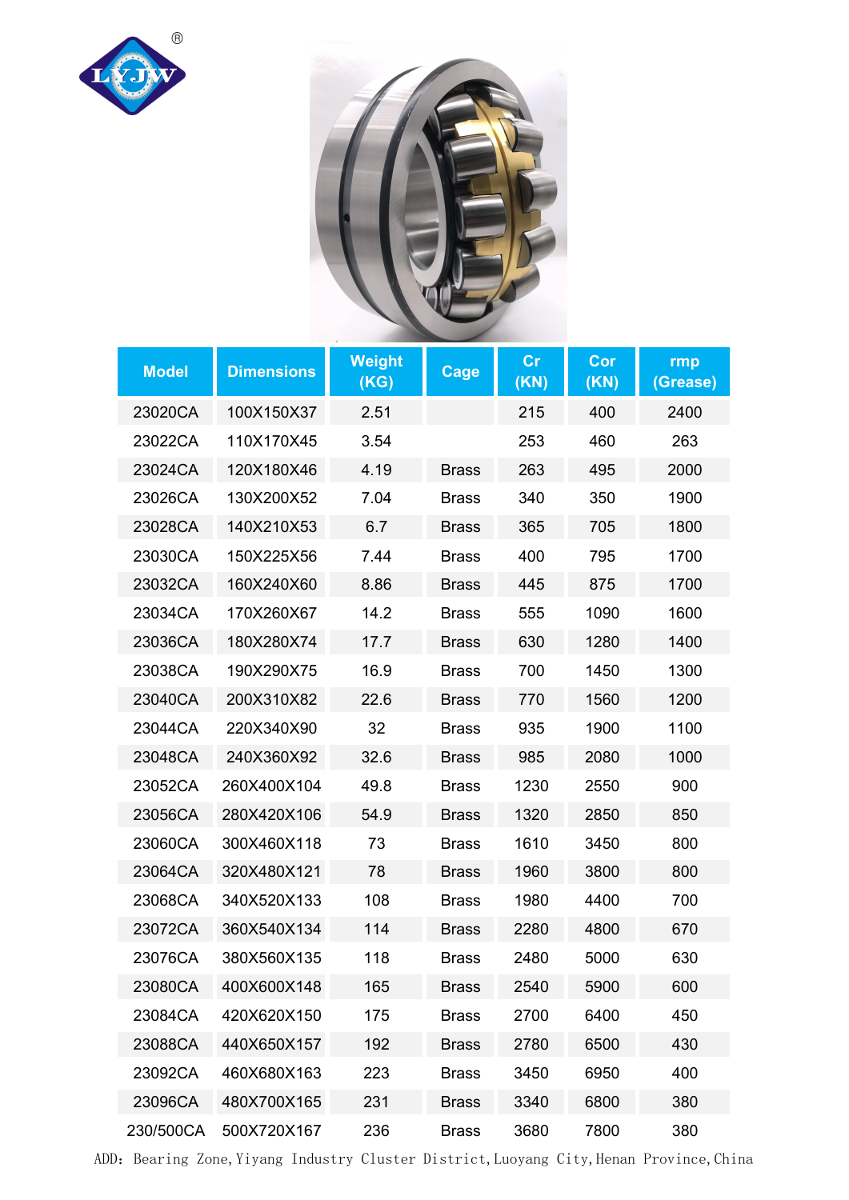| Model | Dimensions | Weight (KG) | Cage | Cr (KN) | Cor (KN) | rmp (Grease) |
|---|---|---|---|---|---|---|
| 23020CA | 100X150X37 | 2.51 | | 215 | 400 | 2400 |
| 23022CA | 110X170X45 | 3.54 | | 253 | 460 | 263 |
| 23024CA | 120X180X46 | 4.19 | Brass | 263 | 495 | 2000 |
| 23026CA | 130X200X52 | 7.04 | Brass | 340 | 350 | 1900 |
| 23028CA | 140X210X53 | 6.7 | Brass | 365 | 705 | 1800 |
| 23030CA | 150X225X56 | 7.44 | Brass | 400 | 795 | 1700 |
| 23032CA | 160X240X60 | 8.86 | Brass | 445 | 875 | 1700 |
| 23034CA | 170X260X67 | 14.2 | Brass | 555 | 1090 | 1600 |
| 23036CA | 180X280X74 | 17.7 | Brass | 630 | 1280 | 1400 |
| 23038CA | 190X290X75 | 16.9 | Brass | 700 | 1450 | 1300 |
| 23040CA | 200X310X82 | 22.6 | Brass | 770 | 1560 | 1200 |
| 23044CA | 220X340X90 | 32 | Brass | 935 | 1900 | 1100 |
| 23048CA | 240X360X92 | 32.6 | Brass | 985 | 2080 | 1000 |
| 23052CA | 260X400X104 | 49.8 | Brass | 1230 | 2550 | 900 |
| 23056CA | 280X420X106 | 54.9 | Brass | 1320 | 2850 | 850 |
| 23060CA | 300X460X118 | 73 | Brass | 1610 | 3450 | 800 |
| 23064CA | 320X480X121 | 78 | Brass | 1960 | 3800 | 800 |
| 23068CA | 340X520X133 | 108 | Brass | 1980 | 4400 | 700 |
| 23072CA | 360X540X134 | 114 | Brass | 2280 | 4800 | 670 |
| 23076CA | 380X560X135 | 118 | Brass | 2480 | 5000 | 630 |
| 23080CA | 400X600X148 | 165 | Brass | 2540 | 5900 | 600 |
| 23084CA | 420X620X150 | 175 | Brass | 2700 | 6400 | 450 |
| 23088CA | 440X650X157 | 192 | Brass | 2780 | 6500 | 430 |
| 23092CA | 460X680X163 | 223 | Brass | 3450 | 6950 | 400 |
| 23096CA | 480X700X165 | 231 | Brass | 3340 | 6800 | 380 |
| 230/500CA | 500X720X167 | 236 | Brass | 3680 | 7800 | 380 |

ADD: Bearing Zone,Yiyang Industry Cluster District,Luoyang City,Henan Province,China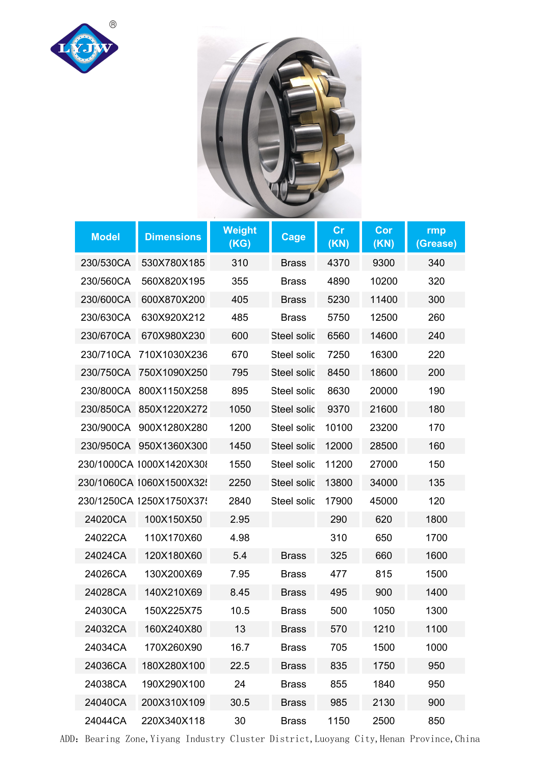| Model | Dimensions | Weight (KG) | Cage | Cr (KN) | Cor (KN) | rmp (Grease) |
|---|---|---|---|---|---|---|
| 230/530CA | 530X780X185 | 310 | Brass | 4370 | 9300 | 340 |
| 230/560CA | 560X820X195 | 355 | Brass | 4890 | 10200 | 320 |
| 230/600CA | 600X870X200 | 405 | Brass | 5230 | 11400 | 300 |
| 230/630CA | 630X920X212 | 485 | Brass | 5750 | 12500 | 260 |
| 230/670CA | 670X980X230 | 600 | Steel solic | 6560 | 14600 | 240 |
| 230/710CA | 710X1030X236 | 670 | Steel solic | 7250 | 16300 | 220 |
| 230/750CA | 750X1090X250 | 795 | Steel solic | 8450 | 18600 | 200 |
| 230/800CA | 800X1150X258 | 895 | Steel solic | 8630 | 20000 | 190 |
| 230/850CA | 850X1220X272 | 1050 | Steel solic | 9370 | 21600 | 180 |
| 230/900CA | 900X1280X280 | 1200 | Steel solic | 10100 | 23200 | 170 |
| 230/950CA | 950X1360X300 | 1450 | Steel solic | 12000 | 28500 | 160 |
| 230/1000CA | 1000X1420X30 | 1550 | Steel solic | 11200 | 27000 | 150 |
| 230/1060CA | 1060X1500X32 | 2250 | Steel solic | 13800 | 34000 | 135 |
| 230/1250CA | 1250X1750X37 | 2840 | Steel solic | 17900 | 45000 | 120 |
| 24020CA | 100X150X50 | 2.95 | | 290 | 620 | 1800 |
| 24022CA | 110X170X60 | 4.98 | | 310 | 650 | 1700 |
| 24024CA | 120X180X60 | 5.4 | Brass | 325 | 660 | 1600 |
| 24026CA | 130X200X69 | 7.95 | Brass | 477 | 815 | 1500 |
| 24028CA | 140X210X69 | 8.45 | Brass | 495 | 900 | 1400 |
| 24030CA | 150X225X75 | 10.5 | Brass | 500 | 1050 | 1300 |
| 24032CA | 160X240X80 | 13 | Brass | 570 | 1210 | 1100 |
| 24034CA | 170X260X90 | 16.7 | Brass | 705 | 1500 | 1000 |
| 24036CA | 180X280X100 | 22.5 | Brass | 835 | 1750 | 950 |
| 24038CA | 190X290X100 | 24 | Brass | 855 | 1840 | 950 |
| 24040CA | 200X310X109 | 30.5 | Brass | 985 | 2130 | 900 |
| 24044CA | 220X340X118 | 30 | Brass | 1150 | 2500 | 850 |

ADD: Bearing Zone,Yiyang Industry Cluster District,Luoyang City,Henan Province,China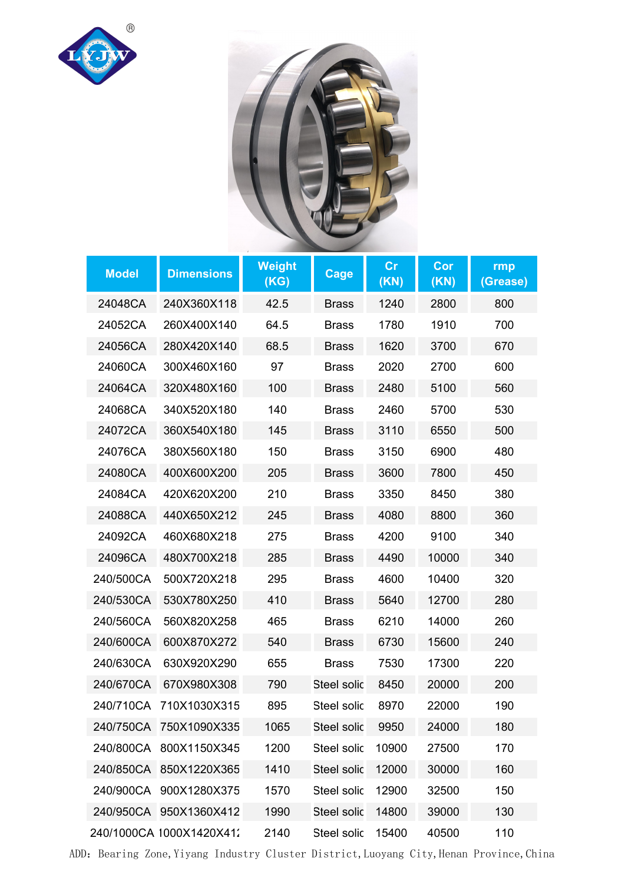| Model | Dimensions | Weight (KG) | Cage | Cr (KN) | Cor (KN) | rmp (Grease) |
|---|---|---|---|---|---|---|
| 24048CA | 240X360X118 | 42.5 | Brass | 1240 | 2800 | 800 |
| 24052CA | 260X400X140 | 64.5 | Brass | 1780 | 1910 | 700 |
| 24056CA | 280X420X140 | 68.5 | Brass | 1620 | 3700 | 670 |
| 24060CA | 300X460X160 | 97 | Brass | 2020 | 2700 | 600 |
| 24064CA | 320X480X160 | 100 | Brass | 2480 | 5100 | 560 |
| 24068CA | 340X520X180 | 140 | Brass | 2460 | 5700 | 530 |
| 24072CA | 360X540X180 | 145 | Brass | 3110 | 6550 | 500 |
| 24076CA | 380X560X180 | 150 | Brass | 3150 | 6900 | 480 |
| 24080CA | 400X600X200 | 205 | Brass | 3600 | 7800 | 450 |
| 24084CA | 420X620X200 | 210 | Brass | 3350 | 8450 | 380 |
| 24088CA | 440X650X212 | 245 | Brass | 4080 | 8800 | 360 |
| 24092CA | 460X680X218 | 275 | Brass | 4200 | 9100 | 340 |
| 24096CA | 480X700X218 | 285 | Brass | 4490 | 10000 | 340 |
| 240/500CA | 500X720X218 | 295 | Brass | 4600 | 10400 | 320 |
| 240/530CA | 530X780X250 | 410 | Brass | 5640 | 12700 | 280 |
| 240/560CA | 560X820X258 | 465 | Brass | 6210 | 14000 | 260 |
| 240/600CA | 600X870X272 | 540 | Brass | 6730 | 15600 | 240 |
| 240/630CA | 630X920X290 | 655 | Brass | 7530 | 17300 | 220 |
| 240/670CA | 670X980X308 | 790 | Steel solic | 8450 | 20000 | 200 |
| 240/710CA | 710X1030X315 | 895 | Steel solic | 8970 | 22000 | 190 |
| 240/750CA | 750X1090X335 | 1065 | Steel solic | 9950 | 24000 | 180 |
| 240/800CA | 800X1150X345 | 1200 | Steel solic | 10900 | 27500 | 170 |
| 240/850CA | 850X1220X365 | 1410 | Steel solic | 12000 | 30000 | 160 |
| 240/900CA | 900X1280X375 | 1570 | Steel solic | 12900 | 32500 | 150 |
| 240/950CA | 950X1360X412 | 1990 | Steel solic | 14800 | 39000 | 130 |
| 240/1000CA | 1000X1420X41: | 2140 | Steel solic | 15400 | 40500 | 110 |

ADD: Bearing Zone,Yiyang Industry Cluster District,Luoyang City,Henan Province,China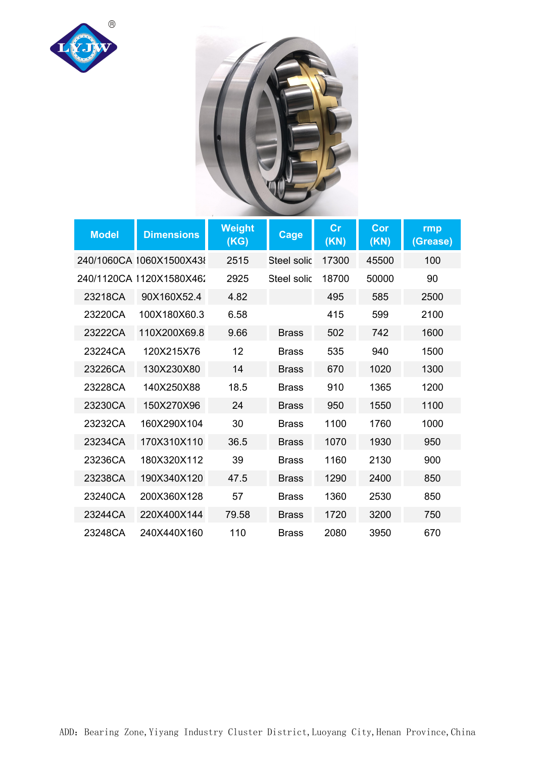| Model | Dimensions | Weight (KG) | Cage | Cr (KN) | Cor (KN) | rmp (Grease) |
|---|---|---|---|---|---|---|
| 240/1060CA | 1060X1500X438 | 2515 | Steel solid | 17300 | 45500 | 100 |
| 240/1120CA | 1120X1580X462 | 2925 | Steel solid | 18700 | 50000 | 90 |
| 23218CA | 90X160X52.4 | 4.82 | | 495 | 585 | 2500 |
| 23220CA | 100X180X60.3 | 6.58 | | 415 | 599 | 2100 |
| 23222CA | 110X200X69.8 | 9.66 | Brass | 502 | 742 | 1600 |
| 23224CA | 120X215X76 | 12 | Brass | 535 | 940 | 1500 |
| 23226CA | 130X230X80 | 14 | Brass | 670 | 1020 | 1300 |
| 23228CA | 140X250X88 | 18.5 | Brass | 910 | 1365 | 1200 |
| 23230CA | 150X270X96 | 24 | Brass | 950 | 1550 | 1100 |
| 23232CA | 160X290X104 | 30 | Brass | 1100 | 1760 | 1000 |
| 23234CA | 170X310X110 | 36.5 | Brass | 1070 | 1930 | 950 |
| 23236CA | 180X320X112 | 39 | Brass | 1160 | 2130 | 900 |
| 23238CA | 190X340X120 | 47.5 | Brass | 1290 | 2400 | 850 |
| 23240CA | 200X360X128 | 57 | Brass | 1360 | 2530 | 850 |
| 23244CA | 220X400X144 | 79.58 | Brass | 1720 | 3200 | 750 |
| 23248CA | 240X440X160 | 110 | Brass | 2080 | 3950 | 670 |

ADD: Bearing Zone,Yiyang Industry Cluster District,Luoyang City,Henan Province,China